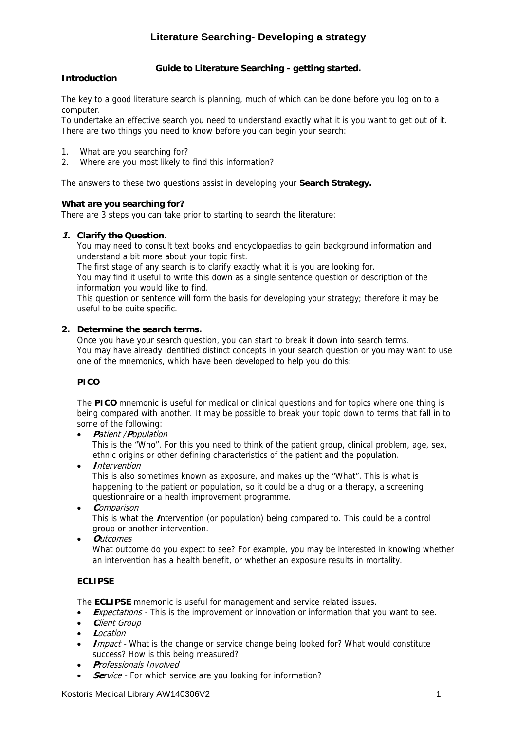# Literature Searching- Developing a strategy

**Guide to Literature Searching - getting started.**

**Introduction**

The key to a good literature search is planning, much of which can be done before you log on to a computer.
To undertake an effective search you need to understand exactly what it is you want to get out of it.
There are two things you need to know before you can begin your search:

1. What are you searching for?
2. Where are you most likely to find this information?

The answers to these two questions assist in developing your **Search Strategy.**

**What are you searching for?**
There are 3 steps you can take prior to starting to search the literature:

1. **Clarify the Question.**
   You may need to consult text books and encyclopaedias to gain background information and understand a bit more about your topic first.
   The first stage of any search is to clarify exactly what it is you are looking for.
   You may find it useful to write this down as a single sentence question or description of the information you would like to find.
   This question or sentence will form the basis for developing your strategy; therefore it may be useful to be quite specific.

2. **Determine the search terms.**
   Once you have your search question, you can start to break it down into search terms.
   You may have already identified distinct concepts in your search question or you may want to use one of the mnemonics, which have been developed to help you do this:

   **PICO**

   The **PICO** mnemonic is useful for medical or clinical questions and for topics where one thing is being compared with another. It may be possible to break your topic down to terms that fall in to some of the following:

   - ***P****atient /* ***P****opulation*
     This is the "Who". For this you need to think of the patient group, clinical problem, age, sex, ethnic origins or other defining characteristics of the patient and the population.
   - ***I****ntervention*
     This is also sometimes known as exposure, and makes up the "What". This is what is happening to the patient or population, so it could be a drug or a therapy, a screening questionnaire or a health improvement programme.
   - ***C****omparison*
     This is what the ***I****ntervention* (or population) being compared to. This could be a control group or another intervention.
   - ***O****utcomes*
     What outcome do you expect to see? For example, you may be interested in knowing whether an intervention has a health benefit, or whether an exposure results in mortality.

   **ECLIPSE**

   The **ECLIPSE** mnemonic is useful for management and service related issues.

   - ***E****xpectations* - This is the improvement or innovation or information that you want to see.
   - ***C****lient Group*
   - ***L****ocation*
   - ***I****mpact* - What is the change or service change being looked for? What would constitute success? How is this being measured?
   - ***P****rofessionals Involved*
   - ***Se****rvice* - For which service are you looking for information?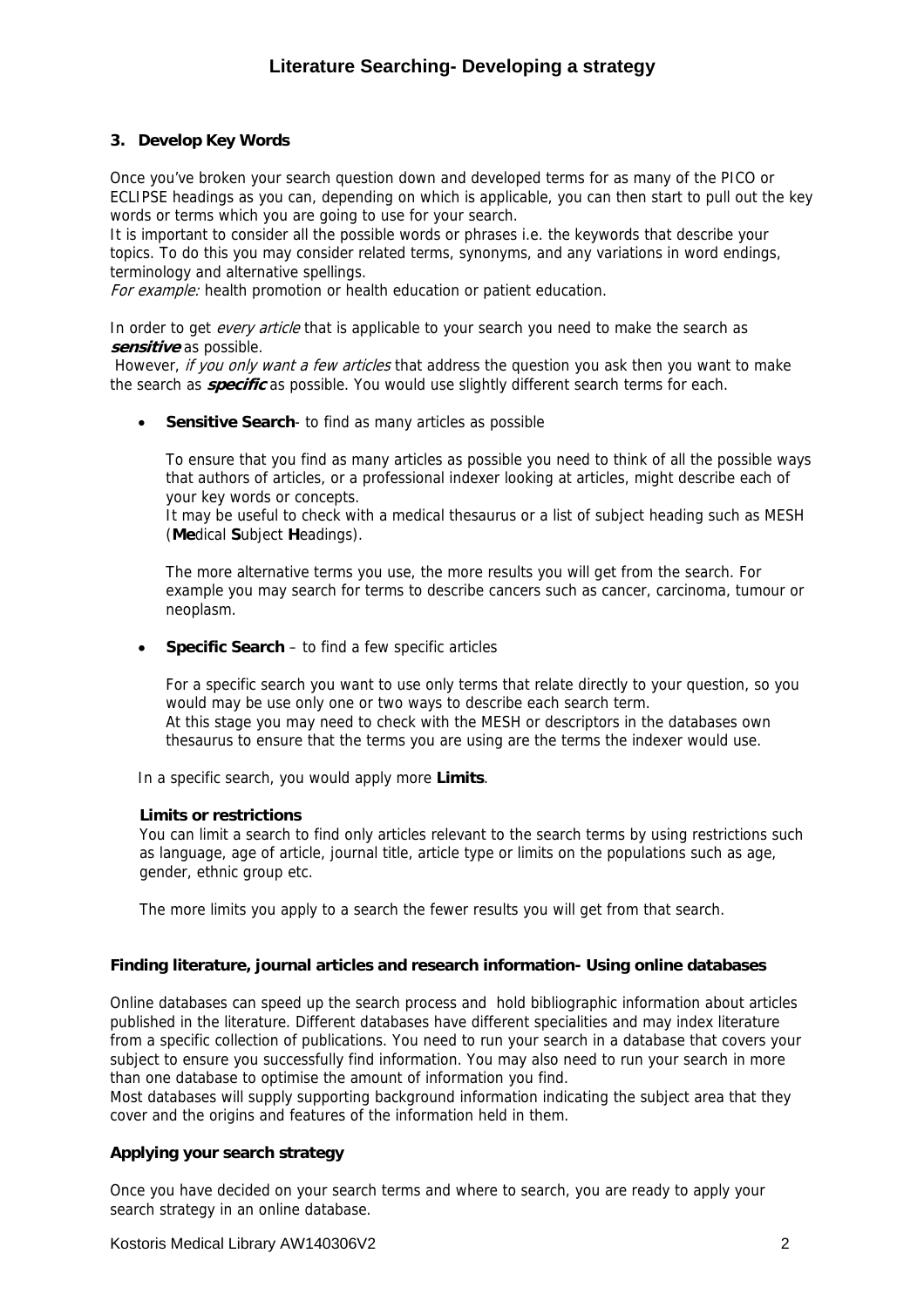### 3. Develop Key Words

Once you've broken your search question down and developed terms for as many of the PICO or ECLIPSE headings as you can, depending on which is applicable, you can then start to pull out the key words or terms which you are going to use for your search.
It is important to consider all the possible words or phrases i.e. the keywords that describe your topics. To do this you may consider related terms, synonyms, and any variations in word endings, terminology and alternative spellings.
*For example:* health promotion or health education or patient education.

In order to get *every article* that is applicable to your search you need to make the search as ***sensitive*** as possible.
However, *if you only want a few articles* that address the question you ask then you want to make the search as ***specific*** as possible. You would use slightly different search terms for each.

- **Sensitive Search**- to find as many articles as possible

  To ensure that you find as many articles as possible you need to think of all the possible ways that authors of articles, or a professional indexer looking at articles, might describe each of your key words or concepts.
  It may be useful to check with a medical thesaurus or a list of subject heading such as MESH (**Me**dical **S**ubject **H**eadings).

  The more alternative terms you use, the more results you will get from the search. For example you may search for terms to describe cancers such as cancer, carcinoma, tumour or neoplasm.

- **Specific Search** – to find a few specific articles

  For a specific search you want to use only terms that relate directly to your question, so you would may be use only one or two ways to describe each search term.
  At this stage you may need to check with the MESH or descriptors in the databases own thesaurus to ensure that the terms you are using are the terms the indexer would use.

In a specific search, you would apply more **Limits**.

**Limits or restrictions**
You can limit a search to find only articles relevant to the search terms by using restrictions such as language, age of article, journal title, article type or limits on the populations such as age, gender, ethnic group etc.

The more limits you apply to a search the fewer results you will get from that search.

### Finding literature, journal articles and research information- Using online databases

Online databases can speed up the search process and hold bibliographic information about articles published in the literature. Different databases have different specialities and may index literature from a specific collection of publications. You need to run your search in a database that covers your subject to ensure you successfully find information. You may also need to run your search in more than one database to optimise the amount of information you find.
Most databases will supply supporting background information indicating the subject area that they cover and the origins and features of the information held in them.

### Applying your search strategy

Once you have decided on your search terms and where to search, you are ready to apply your search strategy in an online database.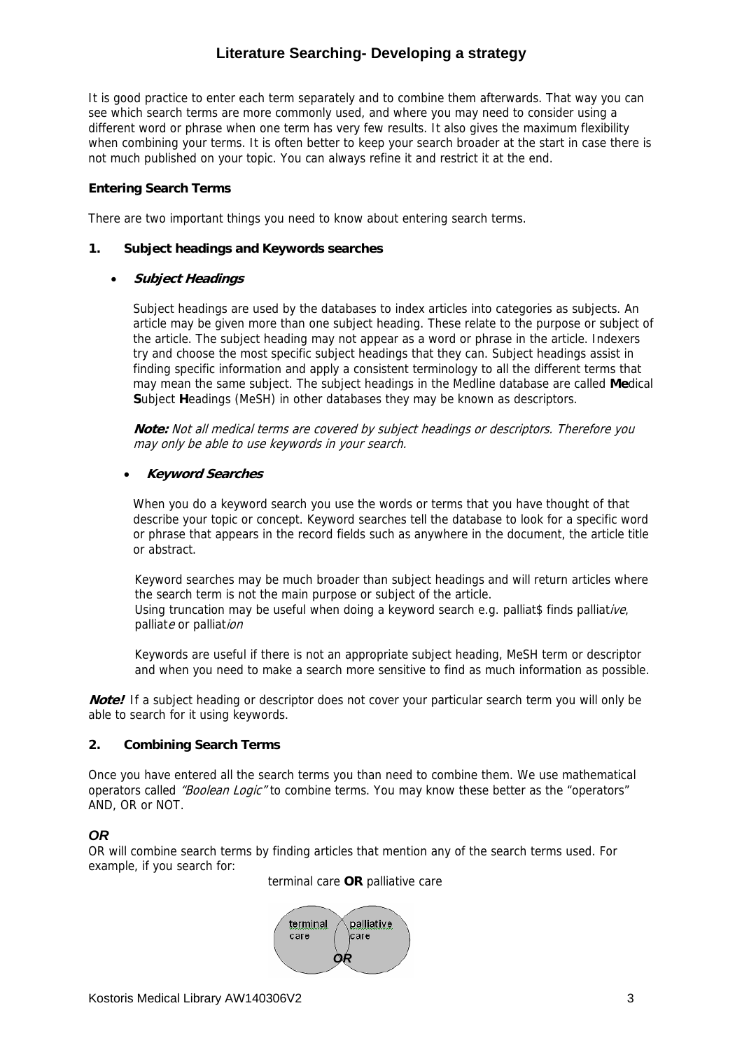# Literature Searching- Developing a strategy

It is good practice to enter each term separately and to combine them afterwards. That way you can see which search terms are more commonly used, and where you may need to consider using a different word or phrase when one term has very few results. It also gives the maximum flexibility when combining your terms. It is often better to keep your search broader at the start in case there is not much published on your topic. You can always refine it and restrict it at the end.

**Entering Search Terms**

There are two important things you need to know about entering search terms.

**1. Subject headings and Keywords searches**

- ***Subject Headings***

  Subject headings are used by the databases to index articles into categories as subjects. An article may be given more than one subject heading. These relate to the purpose or subject of the article. The subject heading may not appear as a word or phrase in the article. Indexers try and choose the most specific subject headings that they can. Subject headings assist in finding specific information and apply a consistent terminology to all the different terms that may mean the same subject. The subject headings in the Medline database are called **Me**dical **S**ubject **H**eadings (MeSH) in other databases they may be known as descriptors.

  ***Note:*** *Not all medical terms are covered by subject headings or descriptors. Therefore you may only be able to use keywords in your search.*

- ***Keyword Searches***

  When you do a keyword search you use the words or terms that you have thought of that describe your topic or concept. Keyword searches tell the database to look for a specific word or phrase that appears in the record fields such as anywhere in the document, the article title or abstract.

  Keyword searches may be much broader than subject headings and will return articles where the search term is not the main purpose or subject of the article.
  Using truncation may be useful when doing a keyword search e.g. palliat$ finds palliat*ive*, palliat*e* or palliat*ion*

  Keywords are useful if there is not an appropriate subject heading, MeSH term or descriptor and when you need to make a search more sensitive to find as much information as possible.

***Note!*** If a subject heading or descriptor does not cover your particular search term you will only be able to search for it using keywords.

**2. Combining Search Terms**

Once you have entered all the search terms you than need to combine them. We use mathematical operators called *"Boolean Logic"* to combine terms. You may know these better as the "operators" AND, OR or NOT.

***OR***

OR will combine search terms by finding articles that mention any of the search terms used. For example, if you search for:

terminal care **OR** palliative care

terminal care | palliative care | ***OR***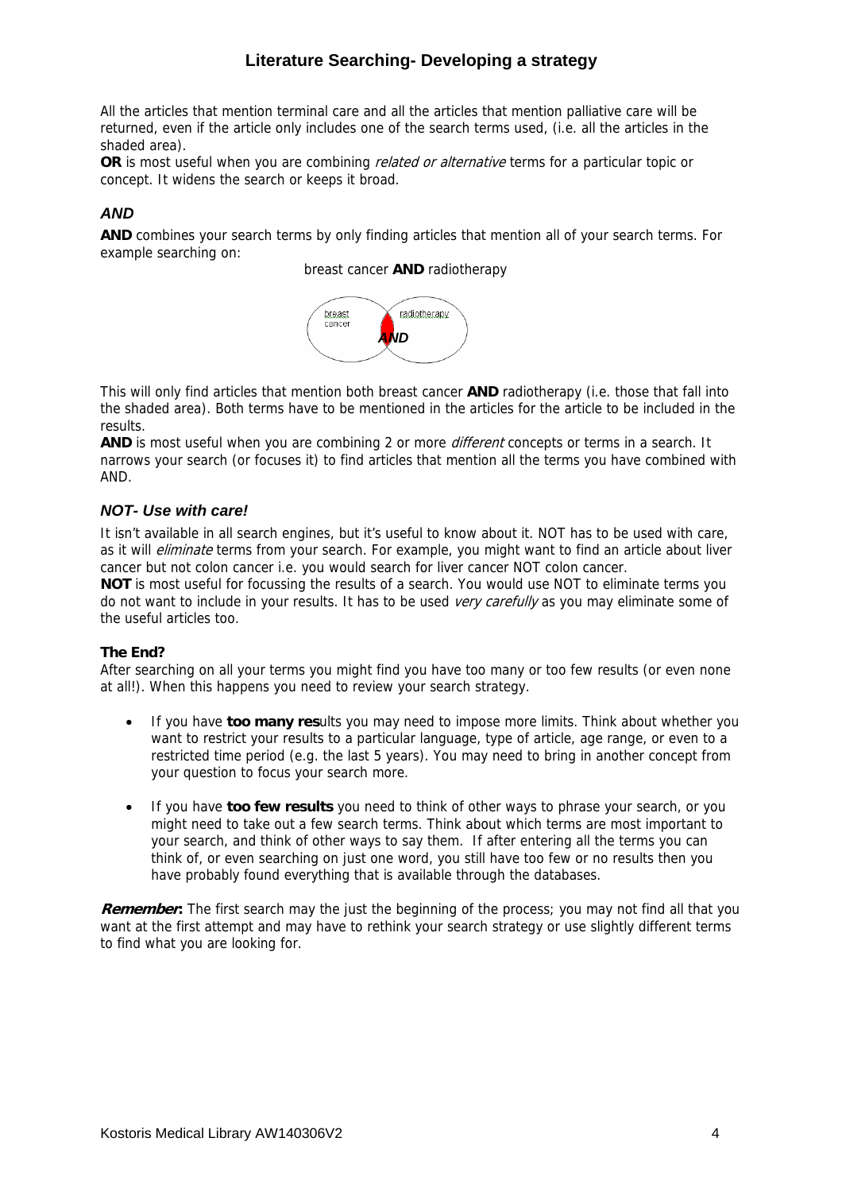All the articles that mention terminal care and all the articles that mention palliative care will be returned, even if the article only includes one of the search terms used, (i.e. all the articles in the shaded area).

**OR** is most useful when you are combining *related or alternative* terms for a particular topic or concept. It widens the search or keeps it broad.

### *AND*

**AND** combines your search terms by only finding articles that mention all of your search terms. For example searching on:

breast cancer **AND** radiotherapy

This will only find articles that mention both breast cancer **AND** radiotherapy (i.e. those that fall into the shaded area). Both terms have to be mentioned in the articles for the article to be included in the results.

**AND** is most useful when you are combining 2 or more *different* concepts or terms in a search. It narrows your search (or focuses it) to find articles that mention all the terms you have combined with AND.

### *NOT- Use with care!*

It isn't available in all search engines, but it's useful to know about it. NOT has to be used with care, as it will *eliminate* terms from your search. For example, you might want to find an article about liver cancer but not colon cancer i.e. you would search for liver cancer NOT colon cancer.

**NOT** is most useful for focussing the results of a search. You would use NOT to eliminate terms you do not want to include in your results. It has to be used *very carefully* as you may eliminate some of the useful articles too.

#### The End?

After searching on all your terms you might find you have too many or too few results (or even none at all!). When this happens you need to review your search strategy.

- If you have **too many results** you may need to impose more limits. Think about whether you want to restrict your results to a particular language, type of article, age range, or even to a restricted time period (e.g. the last 5 years). You may need to bring in another concept from your question to focus your search more.

- If you have **too few results** you need to think of other ways to phrase your search, or you might need to take out a few search terms. Think about which terms are most important to your search, and think of other ways to say them. If after entering all the terms you can think of, or even searching on just one word, you still have too few or no results then you have probably found everything that is available through the databases.

***Remember*:** The first search may the just the beginning of the process; you may not find all that you want at the first attempt and may have to rethink your search strategy or use slightly different terms to find what you are looking for.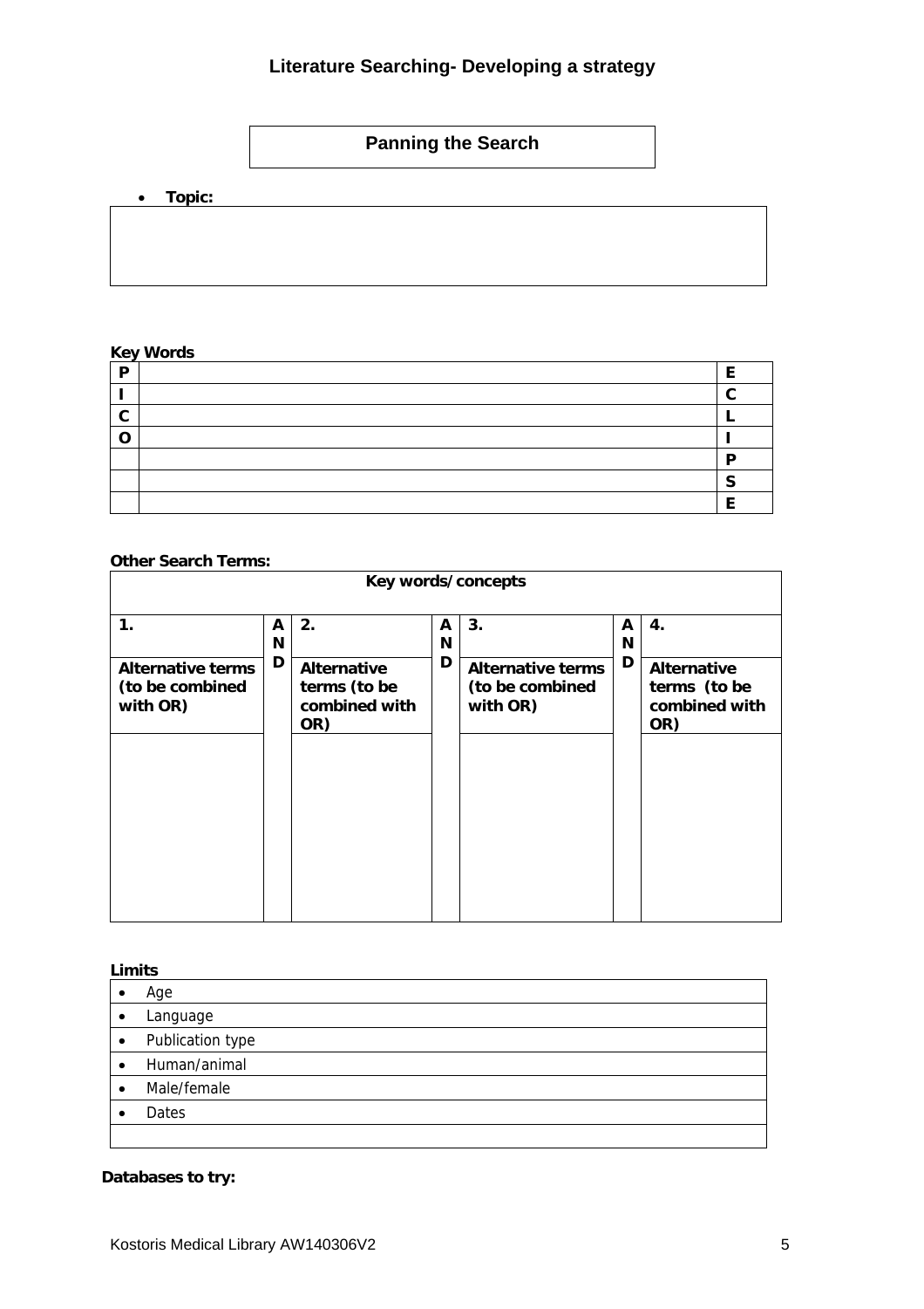## Literature Searching- Developing a strategy

### Panning the Search

- **Topic:**

| |
|---|
| |

**Key Words**

| | | |
|---|---|---|
| **P** | | **E** |
| **I** | | **C** |
| **C** | | **L** |
| **O** | | **I** |
| | | **P** |
| | | **S** |
| | | **E** |

**Other Search Terms:**

| Key words/concepts | | | | | | |
|---|---|---|---|---|---|---|
| **1.** | **AND** | **2.** | **AND** | **3.** | **AND** | **4.** |
| **Alternative terms (to be combined with OR)** | | **Alternative terms (to be combined with OR)** | | **Alternative terms (to be combined with OR)** | | **Alternative terms (to be combined with OR)** |
| | | | | | | |

**Limits**

| |
|---|
| • Age |
| • Language |
| • Publication type |
| • Human/animal |
| • Male/female |
| • Dates |
| |

**Databases to try:**